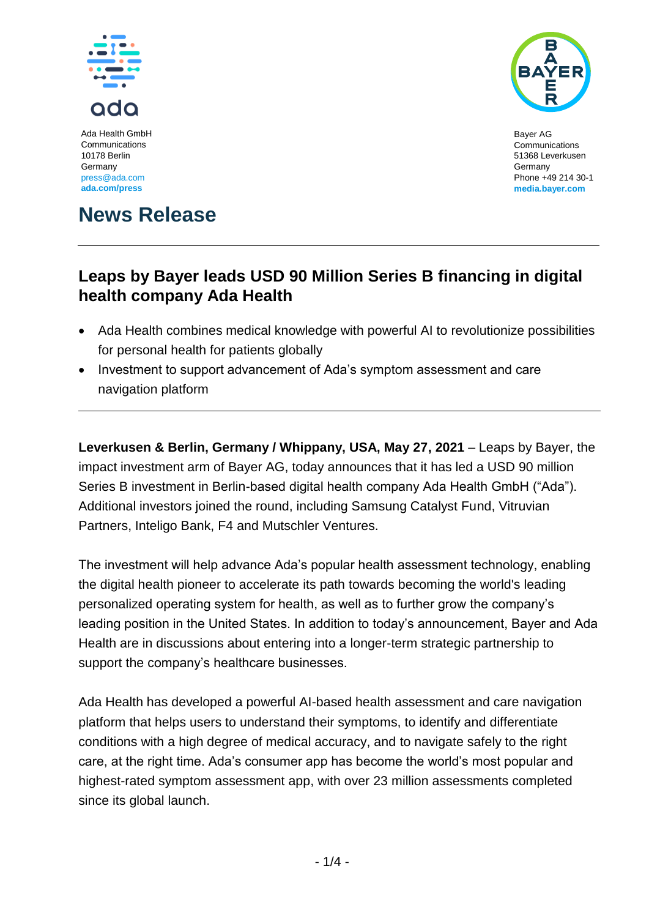Ada Health GmbH
Communications
10178 Berlin
Germany
press@ada.com
**ada.com/press**

Bayer AG
Communications
51368 Leverkusen
Germany
Phone +49 214 30-1
**media.bayer.com**

# News Release

## Leaps by Bayer leads USD 90 Million Series B financing in digital health company Ada Health

- Ada Health combines medical knowledge with powerful AI to revolutionize possibilities for personal health for patients globally
- Investment to support advancement of Ada's symptom assessment and care navigation platform

**Leverkusen & Berlin, Germany / Whippany, USA, May 27, 2021** – Leaps by Bayer, the impact investment arm of Bayer AG, today announces that it has led a USD 90 million Series B investment in Berlin-based digital health company Ada Health GmbH ("Ada"). Additional investors joined the round, including Samsung Catalyst Fund, Vitruvian Partners, Inteligo Bank, F4 and Mutschler Ventures.

The investment will help advance Ada's popular health assessment technology, enabling the digital health pioneer to accelerate its path towards becoming the world's leading personalized operating system for health, as well as to further grow the company's leading position in the United States. In addition to today's announcement, Bayer and Ada Health are in discussions about entering into a longer-term strategic partnership to support the company's healthcare businesses.

Ada Health has developed a powerful AI-based health assessment and care navigation platform that helps users to understand their symptoms, to identify and differentiate conditions with a high degree of medical accuracy, and to navigate safely to the right care, at the right time. Ada's consumer app has become the world's most popular and highest-rated symptom assessment app, with over 23 million assessments completed since its global launch.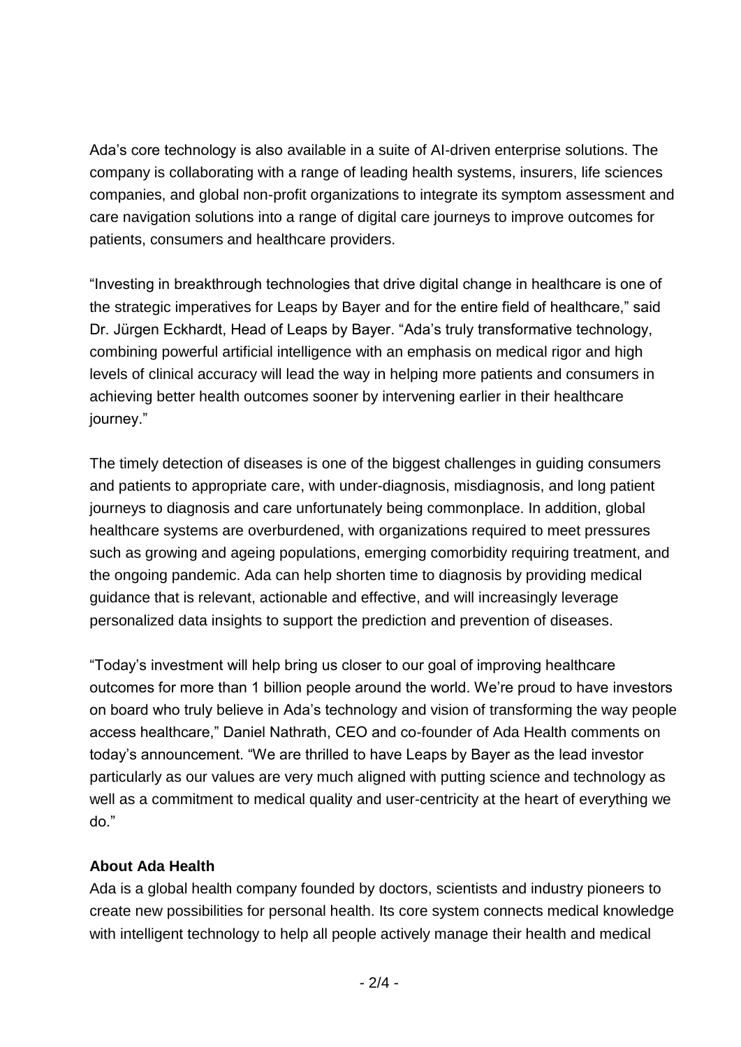Ada's core technology is also available in a suite of AI-driven enterprise solutions. The company is collaborating with a range of leading health systems, insurers, life sciences companies, and global non-profit organizations to integrate its symptom assessment and care navigation solutions into a range of digital care journeys to improve outcomes for patients, consumers and healthcare providers.

"Investing in breakthrough technologies that drive digital change in healthcare is one of the strategic imperatives for Leaps by Bayer and for the entire field of healthcare," said Dr. Jürgen Eckhardt, Head of Leaps by Bayer. "Ada's truly transformative technology, combining powerful artificial intelligence with an emphasis on medical rigor and high levels of clinical accuracy will lead the way in helping more patients and consumers in achieving better health outcomes sooner by intervening earlier in their healthcare journey."

The timely detection of diseases is one of the biggest challenges in guiding consumers and patients to appropriate care, with under-diagnosis, misdiagnosis, and long patient journeys to diagnosis and care unfortunately being commonplace. In addition, global healthcare systems are overburdened, with organizations required to meet pressures such as growing and ageing populations, emerging comorbidity requiring treatment, and the ongoing pandemic. Ada can help shorten time to diagnosis by providing medical guidance that is relevant, actionable and effective, and will increasingly leverage personalized data insights to support the prediction and prevention of diseases.

"Today's investment will help bring us closer to our goal of improving healthcare outcomes for more than 1 billion people around the world. We're proud to have investors on board who truly believe in Ada's technology and vision of transforming the way people access healthcare," Daniel Nathrath, CEO and co-founder of Ada Health comments on today's announcement. "We are thrilled to have Leaps by Bayer as the lead investor particularly as our values are very much aligned with putting science and technology as well as a commitment to medical quality and user-centricity at the heart of everything we do."

**About Ada Health**

Ada is a global health company founded by doctors, scientists and industry pioneers to create new possibilities for personal health. Its core system connects medical knowledge with intelligent technology to help all people actively manage their health and medical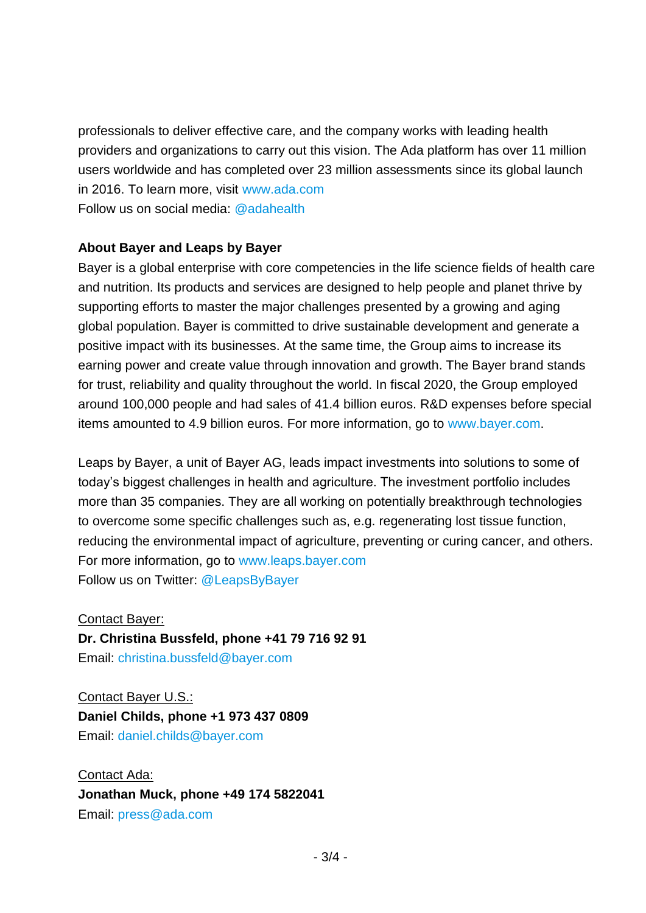professionals to deliver effective care, and the company works with leading health providers and organizations to carry out this vision. The Ada platform has over 11 million users worldwide and has completed over 23 million assessments since its global launch in 2016. To learn more, visit www.ada.com
Follow us on social media: @adahealth

**About Bayer and Leaps by Bayer**
Bayer is a global enterprise with core competencies in the life science fields of health care and nutrition. Its products and services are designed to help people and planet thrive by supporting efforts to master the major challenges presented by a growing and aging global population. Bayer is committed to drive sustainable development and generate a positive impact with its businesses. At the same time, the Group aims to increase its earning power and create value through innovation and growth. The Bayer brand stands for trust, reliability and quality throughout the world. In fiscal 2020, the Group employed around 100,000 people and had sales of 41.4 billion euros. R&D expenses before special items amounted to 4.9 billion euros. For more information, go to www.bayer.com.

Leaps by Bayer, a unit of Bayer AG, leads impact investments into solutions to some of today's biggest challenges in health and agriculture. The investment portfolio includes more than 35 companies. They are all working on potentially breakthrough technologies to overcome some specific challenges such as, e.g. regenerating lost tissue function, reducing the environmental impact of agriculture, preventing or curing cancer, and others. For more information, go to www.leaps.bayer.com
Follow us on Twitter: @LeapsByBayer

<u>Contact Bayer:</u>
**Dr. Christina Bussfeld, phone +41 79 716 92 91**
Email: christina.bussfeld@bayer.com

<u>Contact Bayer U.S.:</u>
**Daniel Childs, phone +1 973 437 0809**
Email: daniel.childs@bayer.com

<u>Contact Ada:</u>
**Jonathan Muck, phone +49 174 5822041**
Email: press@ada.com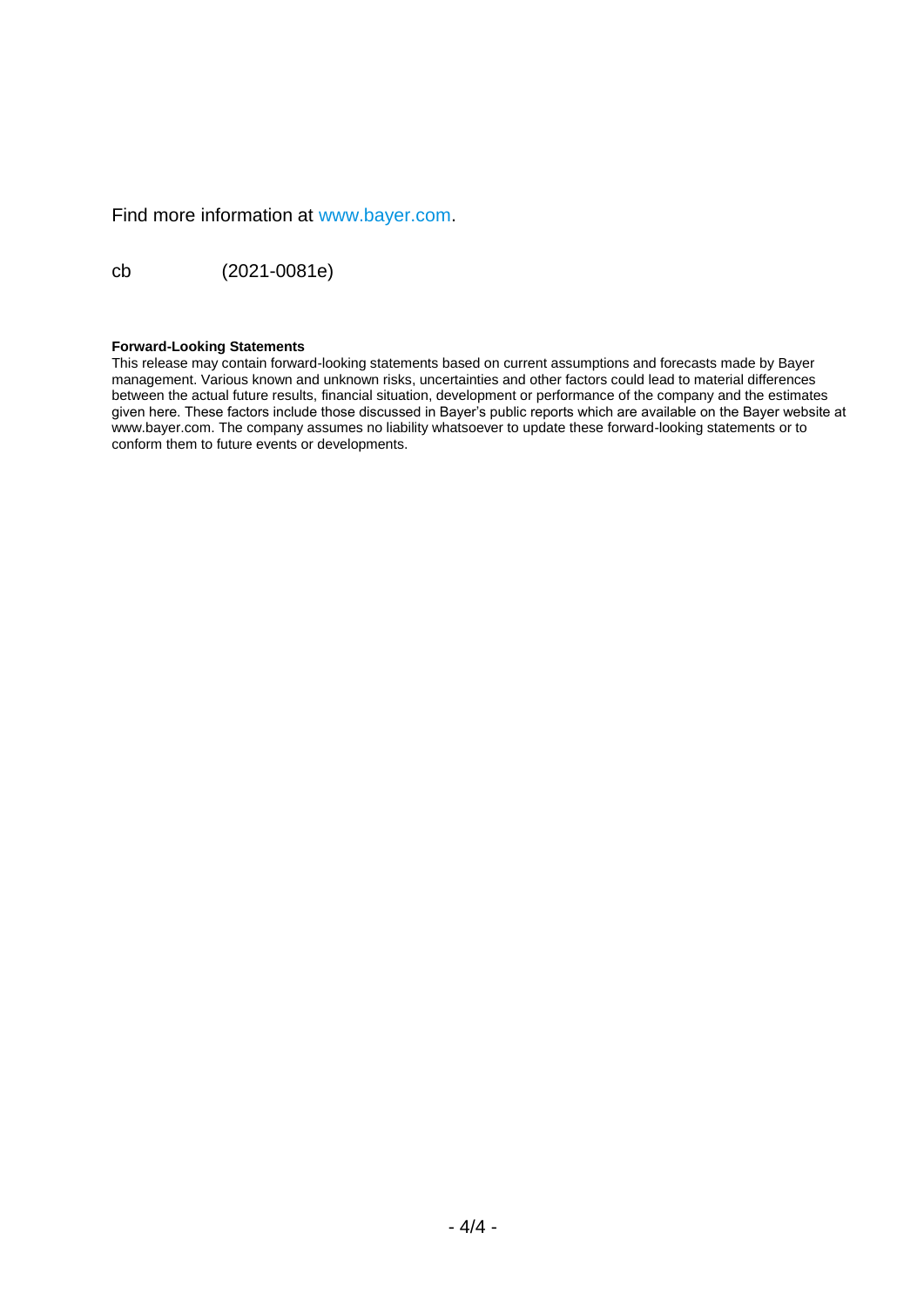Find more information at www.bayer.com.

cb (2021-0081e)

**Forward-Looking Statements**

This release may contain forward-looking statements based on current assumptions and forecasts made by Bayer management. Various known and unknown risks, uncertainties and other factors could lead to material differences between the actual future results, financial situation, development or performance of the company and the estimates given here. These factors include those discussed in Bayer's public reports which are available on the Bayer website at www.bayer.com. The company assumes no liability whatsoever to update these forward-looking statements or to conform them to future events or developments.